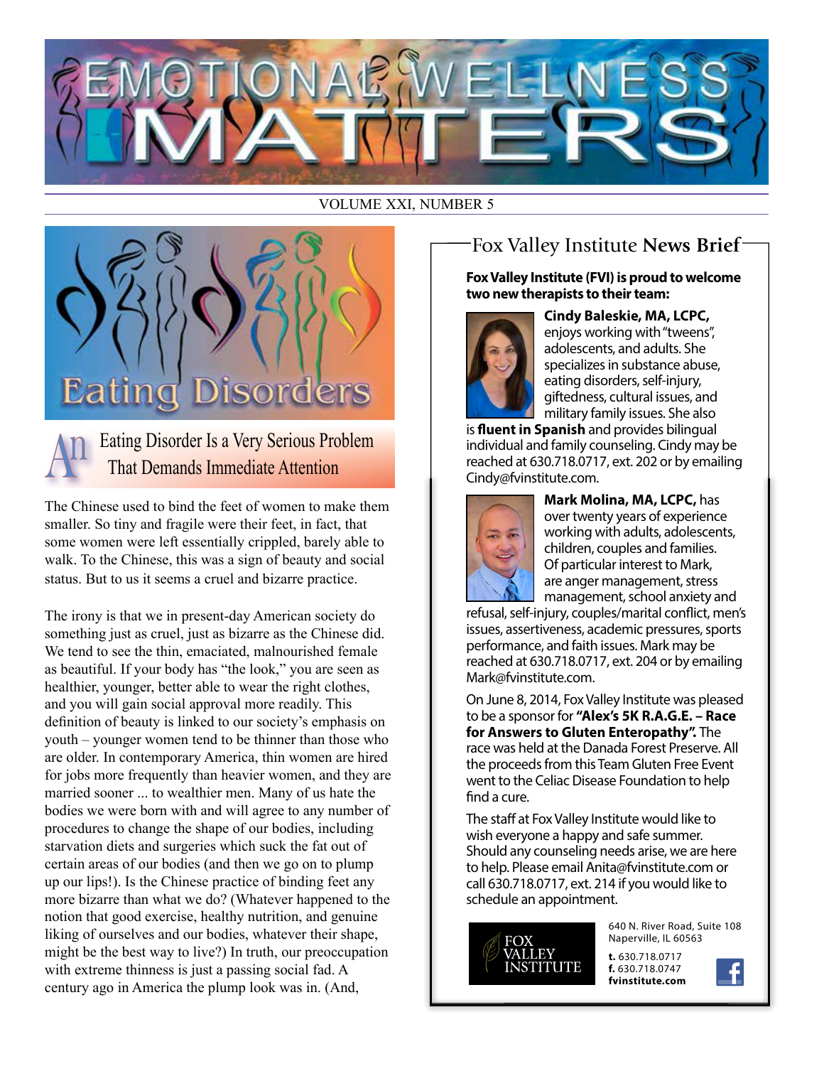# EMOTIONAL WELLNESS MATTERS

VOLUME XXI, NUMBER 5

## Eating Disorders

### An Eating Disorder Is a Very Serious Problem That Demands Immediate Attention

The Chinese used to bind the feet of women to make them smaller. So tiny and fragile were their feet, in fact, that some women were left essentially crippled, barely able to walk. To the Chinese, this was a sign of beauty and social status. But to us it seems a cruel and bizarre practice.

The irony is that we in present-day American society do something just as cruel, just as bizarre as the Chinese did. We tend to see the thin, emaciated, malnourished female as beautiful. If your body has "the look," you are seen as healthier, younger, better able to wear the right clothes, and you will gain social approval more readily. This definition of beauty is linked to our society's emphasis on youth – younger women tend to be thinner than those who are older. In contemporary America, thin women are hired for jobs more frequently than heavier women, and they are married sooner ... to wealthier men. Many of us hate the bodies we were born with and will agree to any number of procedures to change the shape of our bodies, including starvation diets and surgeries which suck the fat out of certain areas of our bodies (and then we go on to plump up our lips!). Is the Chinese practice of binding feet any more bizarre than what we do? (Whatever happened to the notion that good exercise, healthy nutrition, and genuine liking of ourselves and our bodies, whatever their shape, might be the best way to live?) In truth, our preoccupation with extreme thinness is just a passing social fad. A century ago in America the plump look was in. (And,

## Fox Valley Institute **News Brief**

**Fox Valley Institute (FVI) is proud to welcome two new therapists to their team:**

**Cindy Baleskie, MA, LCPC,** enjoys working with "tweens", adolescents, and adults. She specializes in substance abuse, eating disorders, self-injury, giftedness, cultural issues, and military family issues. She also is **fluent in Spanish** and provides bilingual individual and family counseling. Cindy may be reached at 630.718.0717, ext. 202 or by emailing Cindy@fvinstitute.com.

**Mark Molina, MA, LCPC,** has over twenty years of experience working with adults, adolescents, children, couples and families. Of particular interest to Mark, are anger management, stress management, school anxiety and refusal, self-injury, couples/marital conflict, men's issues, assertiveness, academic pressures, sports performance, and faith issues. Mark may be reached at 630.718.0717, ext. 204 or by emailing Mark@fvinstitute.com.

On June 8, 2014, Fox Valley Institute was pleased to be a sponsor for **"Alex's 5K R.A.G.E. – Race for Answers to Gluten Enteropathy".** The race was held at the Danada Forest Preserve. All the proceeds from this Team Gluten Free Event went to the Celiac Disease Foundation to help find a cure.

The staff at Fox Valley Institute would like to wish everyone a happy and safe summer. Should any counseling needs arise, we are here to help. Please email Anita@fvinstitute.com or call 630.718.0717, ext. 214 if you would like to schedule an appointment.

FOX VALLEY INSTITUTE

640 N. River Road, Suite 108
Naperville, IL 60563

**t.** 630.718.0717
**f.** 630.718.0747
**fvinstitute.com**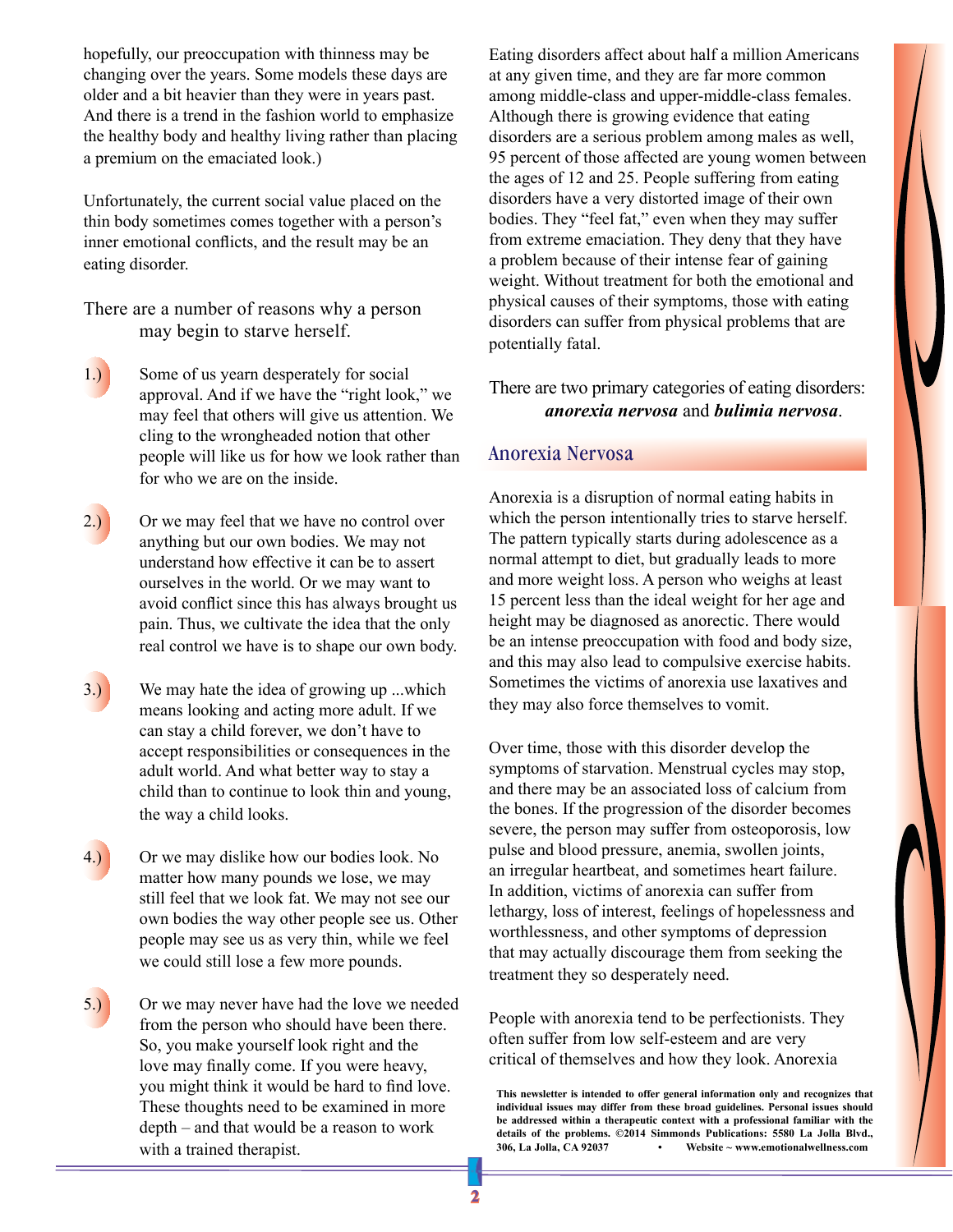hopefully, our preoccupation with thinness may be changing over the years. Some models these days are older and a bit heavier than they were in years past. And there is a trend in the fashion world to emphasize the healthy body and healthy living rather than placing a premium on the emaciated look.)

Unfortunately, the current social value placed on the thin body sometimes comes together with a person's inner emotional conflicts, and the result may be an eating disorder.

There are a number of reasons why a person may begin to starve herself.

1.) Some of us yearn desperately for social approval. And if we have the "right look," we may feel that others will give us attention. We cling to the wrongheaded notion that other people will like us for how we look rather than for who we are on the inside.

2.) Or we may feel that we have no control over anything but our own bodies. We may not understand how effective it can be to assert ourselves in the world. Or we may want to avoid conflict since this has always brought us pain. Thus, we cultivate the idea that the only real control we have is to shape our own body.

3.) We may hate the idea of growing up ...which means looking and acting more adult. If we can stay a child forever, we don't have to accept responsibilities or consequences in the adult world. And what better way to stay a child than to continue to look thin and young, the way a child looks.

4.) Or we may dislike how our bodies look. No matter how many pounds we lose, we may still feel that we look fat. We may not see our own bodies the way other people see us. Other people may see us as very thin, while we feel we could still lose a few more pounds.

5.) Or we may never have had the love we needed from the person who should have been there. So, you make yourself look right and the love may finally come. If you were heavy, you might think it would be hard to find love. These thoughts need to be examined in more depth – and that would be a reason to work with a trained therapist.

Eating disorders affect about half a million Americans at any given time, and they are far more common among middle-class and upper-middle-class females. Although there is growing evidence that eating disorders are a serious problem among males as well, 95 percent of those affected are young women between the ages of 12 and 25. People suffering from eating disorders have a very distorted image of their own bodies. They "feel fat," even when they may suffer from extreme emaciation. They deny that they have a problem because of their intense fear of gaining weight. Without treatment for both the emotional and physical causes of their symptoms, those with eating disorders can suffer from physical problems that are potentially fatal.

There are two primary categories of eating disorders: ***anorexia nervosa*** and ***bulimia nervosa***.

## Anorexia Nervosa

Anorexia is a disruption of normal eating habits in which the person intentionally tries to starve herself. The pattern typically starts during adolescence as a normal attempt to diet, but gradually leads to more and more weight loss. A person who weighs at least 15 percent less than the ideal weight for her age and height may be diagnosed as anorectic. There would be an intense preoccupation with food and body size, and this may also lead to compulsive exercise habits. Sometimes the victims of anorexia use laxatives and they may also force themselves to vomit.

Over time, those with this disorder develop the symptoms of starvation. Menstrual cycles may stop, and there may be an associated loss of calcium from the bones. If the progression of the disorder becomes severe, the person may suffer from osteoporosis, low pulse and blood pressure, anemia, swollen joints, an irregular heartbeat, and sometimes heart failure. In addition, victims of anorexia can suffer from lethargy, loss of interest, feelings of hopelessness and worthlessness, and other symptoms of depression that may actually discourage them from seeking the treatment they so desperately need.

People with anorexia tend to be perfectionists. They often suffer from low self-esteem and are very critical of themselves and how they look. Anorexia

**This newsletter is intended to offer general information only and recognizes that individual issues may differ from these broad guidelines. Personal issues should be addressed within a therapeutic context with a professional familiar with the details of the problems. ©2014 Simmonds Publications: 5580 La Jolla Blvd., 306, La Jolla, CA 92037 • Website ~ www.emotionalwellness.com**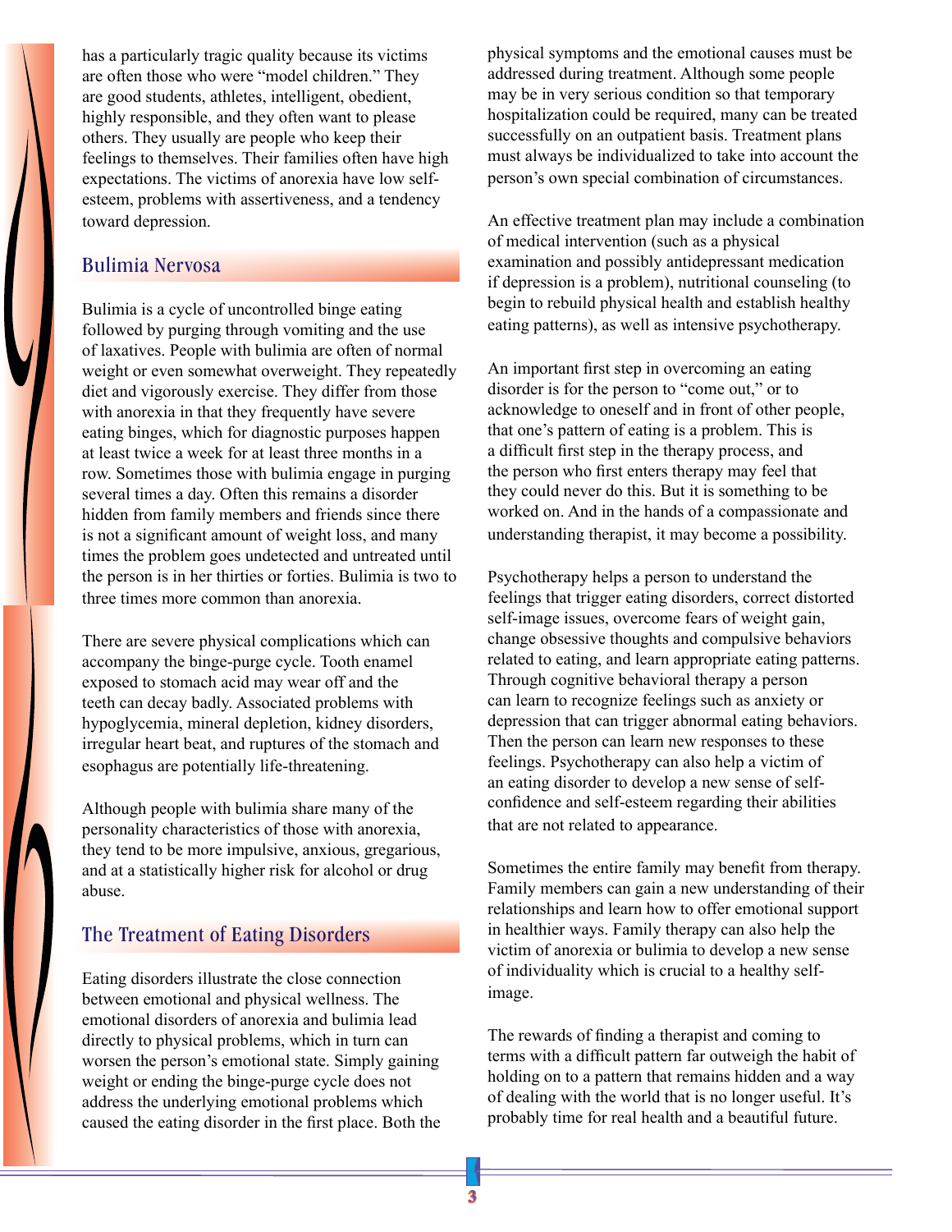has a particularly tragic quality because its victims are often those who were "model children." They are good students, athletes, intelligent, obedient, highly responsible, and they often want to please others. They usually are people who keep their feelings to themselves. Their families often have high expectations. The victims of anorexia have low self-esteem, problems with assertiveness, and a tendency toward depression.

## Bulimia Nervosa

Bulimia is a cycle of uncontrolled binge eating followed by purging through vomiting and the use of laxatives. People with bulimia are often of normal weight or even somewhat overweight. They repeatedly diet and vigorously exercise. They differ from those with anorexia in that they frequently have severe eating binges, which for diagnostic purposes happen at least twice a week for at least three months in a row. Sometimes those with bulimia engage in purging several times a day. Often this remains a disorder hidden from family members and friends since there is not a significant amount of weight loss, and many times the problem goes undetected and untreated until the person is in her thirties or forties. Bulimia is two to three times more common than anorexia.

There are severe physical complications which can accompany the binge-purge cycle. Tooth enamel exposed to stomach acid may wear off and the teeth can decay badly. Associated problems with hypoglycemia, mineral depletion, kidney disorders, irregular heart beat, and ruptures of the stomach and esophagus are potentially life-threatening.

Although people with bulimia share many of the personality characteristics of those with anorexia, they tend to be more impulsive, anxious, gregarious, and at a statistically higher risk for alcohol or drug abuse.

## The Treatment of Eating Disorders

Eating disorders illustrate the close connection between emotional and physical wellness. The emotional disorders of anorexia and bulimia lead directly to physical problems, which in turn can worsen the person's emotional state. Simply gaining weight or ending the binge-purge cycle does not address the underlying emotional problems which caused the eating disorder in the first place. Both the physical symptoms and the emotional causes must be addressed during treatment. Although some people may be in very serious condition so that temporary hospitalization could be required, many can be treated successfully on an outpatient basis. Treatment plans must always be individualized to take into account the person's own special combination of circumstances.

An effective treatment plan may include a combination of medical intervention (such as a physical examination and possibly antidepressant medication if depression is a problem), nutritional counseling (to begin to rebuild physical health and establish healthy eating patterns), as well as intensive psychotherapy.

An important first step in overcoming an eating disorder is for the person to "come out," or to acknowledge to oneself and in front of other people, that one's pattern of eating is a problem. This is a difficult first step in the therapy process, and the person who first enters therapy may feel that they could never do this. But it is something to be worked on. And in the hands of a compassionate and understanding therapist, it may become a possibility.

Psychotherapy helps a person to understand the feelings that trigger eating disorders, correct distorted self-image issues, overcome fears of weight gain, change obsessive thoughts and compulsive behaviors related to eating, and learn appropriate eating patterns. Through cognitive behavioral therapy a person can learn to recognize feelings such as anxiety or depression that can trigger abnormal eating behaviors. Then the person can learn new responses to these feelings. Psychotherapy can also help a victim of an eating disorder to develop a new sense of self-confidence and self-esteem regarding their abilities that are not related to appearance.

Sometimes the entire family may benefit from therapy. Family members can gain a new understanding of their relationships and learn how to offer emotional support in healthier ways. Family therapy can also help the victim of anorexia or bulimia to develop a new sense of individuality which is crucial to a healthy self-image.

The rewards of finding a therapist and coming to terms with a difficult pattern far outweigh the habit of holding on to a pattern that remains hidden and a way of dealing with the world that is no longer useful. It's probably time for real health and a beautiful future.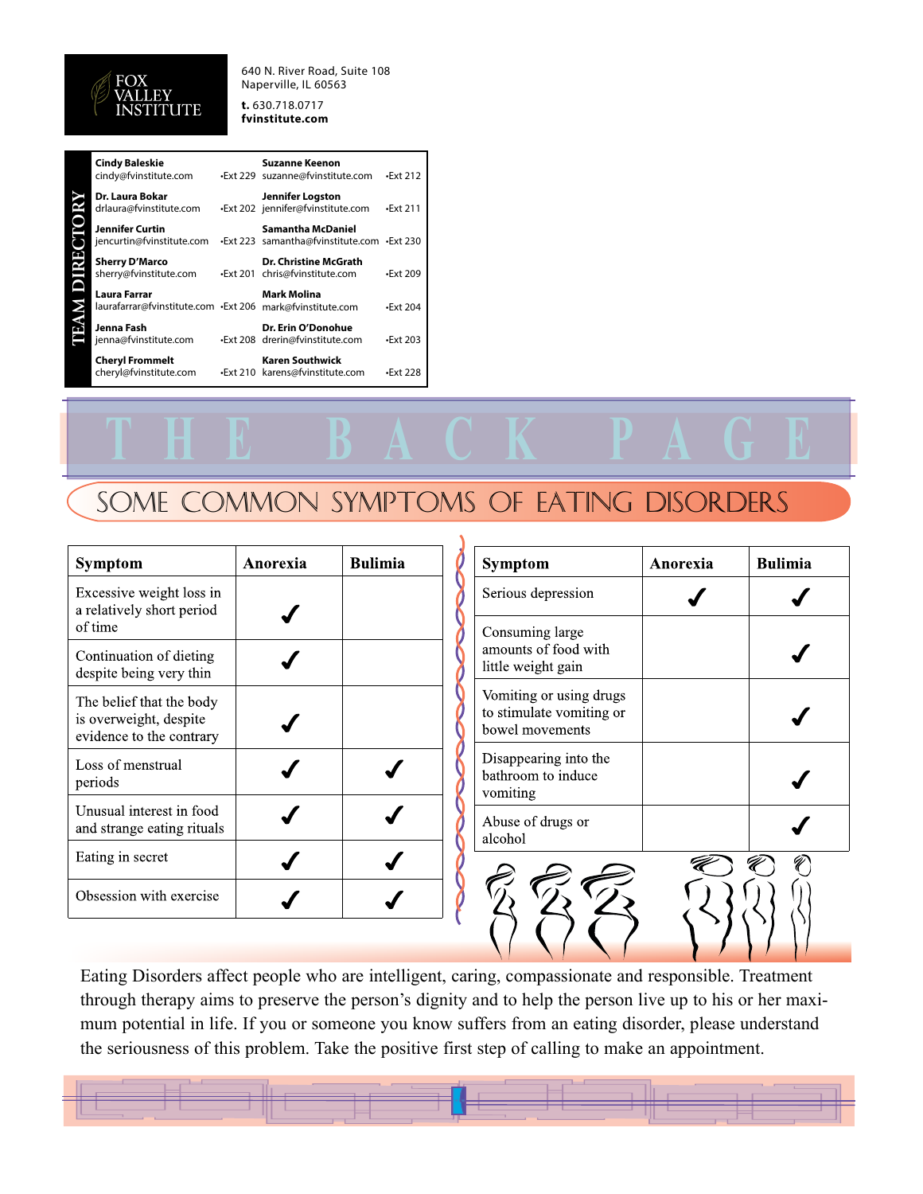FOX VALLEY INSTITUTE

640 N. River Road, Suite 108
Naperville, IL 60563

**t.** 630.718.0717
**fvinstitute.com**

## TEAM DIRECTORY

| | | | |
|---|---|---|---|
| **Cindy Baleskie** cindy@fvinstitute.com | •Ext 229 | **Suzanne Keenon** suzanne@fvinstitute.com | •Ext 212 |
| **Dr. Laura Bokar** drlaura@fvinstitute.com | •Ext 202 | **Jennifer Logston** jennifer@fvinstitute.com | •Ext 211 |
| **Jennifer Curtin** jencurtin@fvinstitute.com | •Ext 223 | **Samantha McDaniel** samantha@fvinstitute.com | •Ext 230 |
| **Sherry D'Marco** sherry@fvinstitute.com | •Ext 201 | **Dr. Christine McGrath** chris@fvinstitute.com | •Ext 209 |
| **Laura Farrar** laurafarrar@fvinstitute.com | •Ext 206 | **Mark Molina** mark@fvinstitute.com | •Ext 204 |
| **Jenna Fash** jenna@fvinstitute.com | •Ext 208 | **Dr. Erin O'Donohue** drerin@fvinstitute.com | •Ext 203 |
| **Cheryl Frommelt** cheryl@fvinstitute.com | •Ext 210 | **Karen Southwick** karens@fvinstitute.com | •Ext 228 |

# THE BACK PAGE

## SOME COMMON SYMPTOMS OF EATING DISORDERS

| Symptom | Anorexia | Bulimia |
|---|---|---|
| Excessive weight loss in a relatively short period of time | ✓ | |
| Continuation of dieting despite being very thin | ✓ | |
| The belief that the body is overweight, despite evidence to the contrary | ✓ | |
| Loss of menstrual periods | ✓ | ✓ |
| Unusual interest in food and strange eating rituals | ✓ | ✓ |
| Eating in secret | ✓ | ✓ |
| Obsession with exercise | ✓ | ✓ |
| Serious depression | ✓ | ✓ |
| Consuming large amounts of food with little weight gain | | ✓ |
| Vomiting or using drugs to stimulate vomiting or bowel movements | | ✓ |
| Disappearing into the bathroom to induce vomiting | | ✓ |
| Abuse of drugs or alcohol | | ✓ |

Eating Disorders affect people who are intelligent, caring, compassionate and responsible. Treatment through therapy aims to preserve the person's dignity and to help the person live up to his or her maximum potential in life. If you or someone you know suffers from an eating disorder, please understand the seriousness of this problem. Take the positive first step of calling to make an appointment.